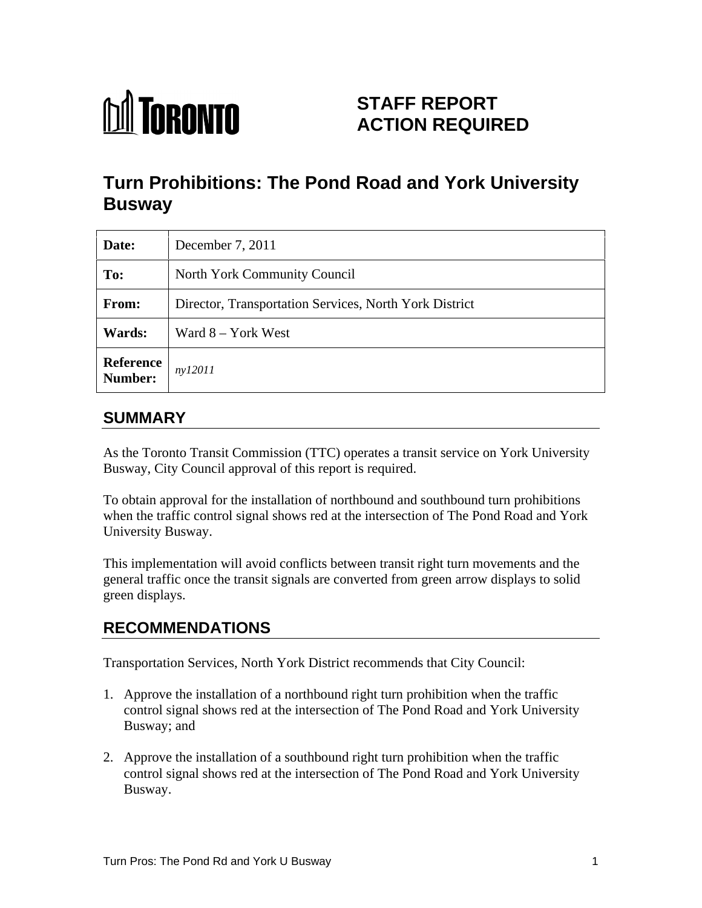TORONTO

# STAFF REPORT ACTION REQUIRED

# Turn Prohibitions: The Pond Road and York University Busway

| Date: | December 7, 2011 |
|---|---|
| To: | North York Community Council |
| From: | Director, Transportation Services, North York District |
| Wards: | Ward 8 – York West |
| Reference Number: | *ny12011* |

## SUMMARY

As the Toronto Transit Commission (TTC) operates a transit service on York University Busway, City Council approval of this report is required.

To obtain approval for the installation of northbound and southbound turn prohibitions when the traffic control signal shows red at the intersection of The Pond Road and York University Busway.

This implementation will avoid conflicts between transit right turn movements and the general traffic once the transit signals are converted from green arrow displays to solid green displays.

## RECOMMENDATIONS

Transportation Services, North York District recommends that City Council:

1. Approve the installation of a northbound right turn prohibition when the traffic control signal shows red at the intersection of The Pond Road and York University Busway; and

2. Approve the installation of a southbound right turn prohibition when the traffic control signal shows red at the intersection of The Pond Road and York University Busway.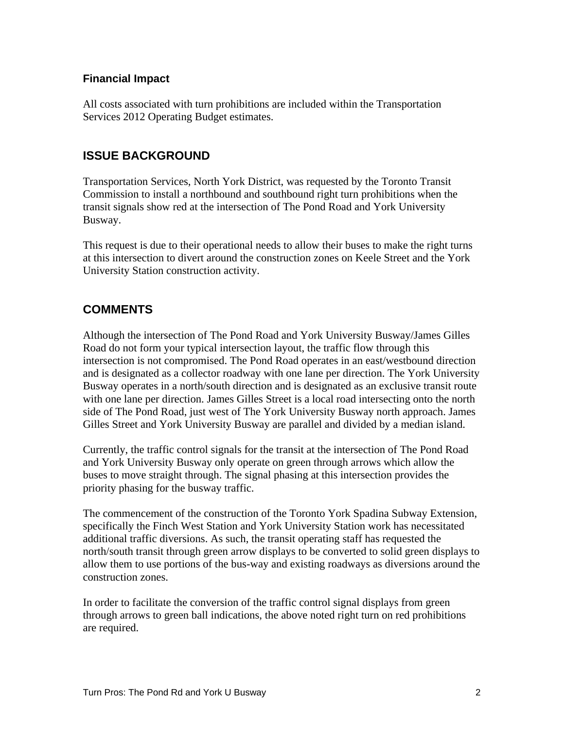### Financial Impact

All costs associated with turn prohibitions are included within the Transportation Services 2012 Operating Budget estimates.

## ISSUE BACKGROUND

Transportation Services, North York District, was requested by the Toronto Transit Commission to install a northbound and southbound right turn prohibitions when the transit signals show red at the intersection of The Pond Road and York University Busway.

This request is due to their operational needs to allow their buses to make the right turns at this intersection to divert around the construction zones on Keele Street and the York University Station construction activity.

## COMMENTS

Although the intersection of The Pond Road and York University Busway/James Gilles Road do not form your typical intersection layout, the traffic flow through this intersection is not compromised. The Pond Road operates in an east/westbound direction and is designated as a collector roadway with one lane per direction. The York University Busway operates in a north/south direction and is designated as an exclusive transit route with one lane per direction. James Gilles Street is a local road intersecting onto the north side of The Pond Road, just west of The York University Busway north approach. James Gilles Street and York University Busway are parallel and divided by a median island.

Currently, the traffic control signals for the transit at the intersection of The Pond Road and York University Busway only operate on green through arrows which allow the buses to move straight through. The signal phasing at this intersection provides the priority phasing for the busway traffic.

The commencement of the construction of the Toronto York Spadina Subway Extension, specifically the Finch West Station and York University Station work has necessitated additional traffic diversions. As such, the transit operating staff has requested the north/south transit through green arrow displays to be converted to solid green displays to allow them to use portions of the bus-way and existing roadways as diversions around the construction zones.

In order to facilitate the conversion of the traffic control signal displays from green through arrows to green ball indications, the above noted right turn on red prohibitions are required.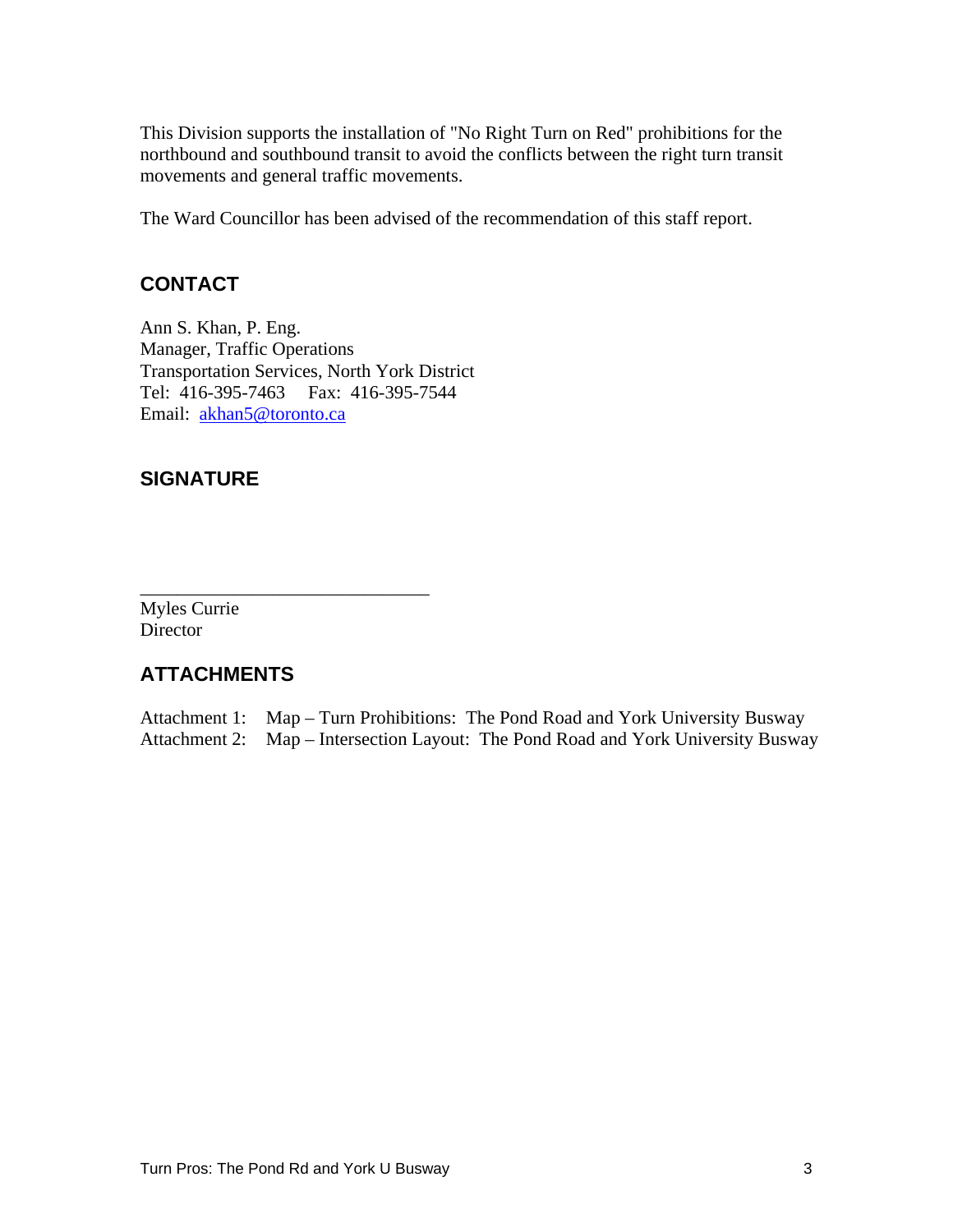This Division supports the installation of "No Right Turn on Red" prohibitions for the northbound and southbound transit to avoid the conflicts between the right turn transit movements and general traffic movements.

The Ward Councillor has been advised of the recommendation of this staff report.

## CONTACT

Ann S. Khan, P. Eng.
Manager, Traffic Operations
Transportation Services, North York District
Tel: 416-395-7463 Fax: 416-395-7544
Email: akhan5@toronto.ca

## SIGNATURE

_______________________________

Myles Currie
Director

## ATTACHMENTS

Attachment 1: Map – Turn Prohibitions: The Pond Road and York University Busway
Attachment 2: Map – Intersection Layout: The Pond Road and York University Busway